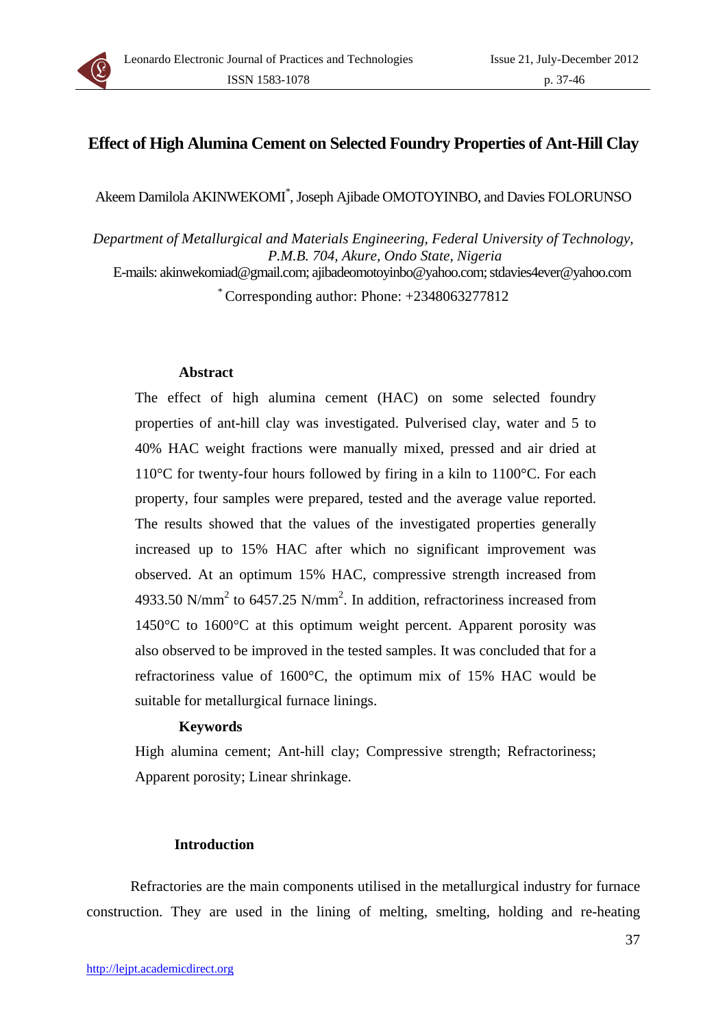# Effect of High Alumina Cement on Selected Foundry Properties of Ant-Hill Clay

Akeem Damilola AKINWEKOMI*, Joseph Ajibade OMOTOYINBO, and Davies FOLORUNSO

*Department of Metallurgical and Materials Engineering, Federal University of Technology, P.M.B. 704, Akure, Ondo State, Nigeria*

E-mails: akinwekomiad@gmail.com; ajibadeomotoyinbo@yahoo.com; stdavies4ever@yahoo.com

* Corresponding author: Phone: +2348063277812

## Abstract

The effect of high alumina cement (HAC) on some selected foundry properties of ant-hill clay was investigated. Pulverised clay, water and 5 to 40% HAC weight fractions were manually mixed, pressed and air dried at 110°C for twenty-four hours followed by firing in a kiln to 1100°C. For each property, four samples were prepared, tested and the average value reported. The results showed that the values of the investigated properties generally increased up to 15% HAC after which no significant improvement was observed. At an optimum 15% HAC, compressive strength increased from 4933.50 N/mm$^2$ to 6457.25 N/mm$^2$. In addition, refractoriness increased from 1450°C to 1600°C at this optimum weight percent. Apparent porosity was also observed to be improved in the tested samples. It was concluded that for a refractoriness value of 1600°C, the optimum mix of 15% HAC would be suitable for metallurgical furnace linings.

## Keywords

High alumina cement; Ant-hill clay; Compressive strength; Refractoriness; Apparent porosity; Linear shrinkage.

## Introduction

Refractories are the main components utilised in the metallurgical industry for furnace construction. They are used in the lining of melting, smelting, holding and re-heating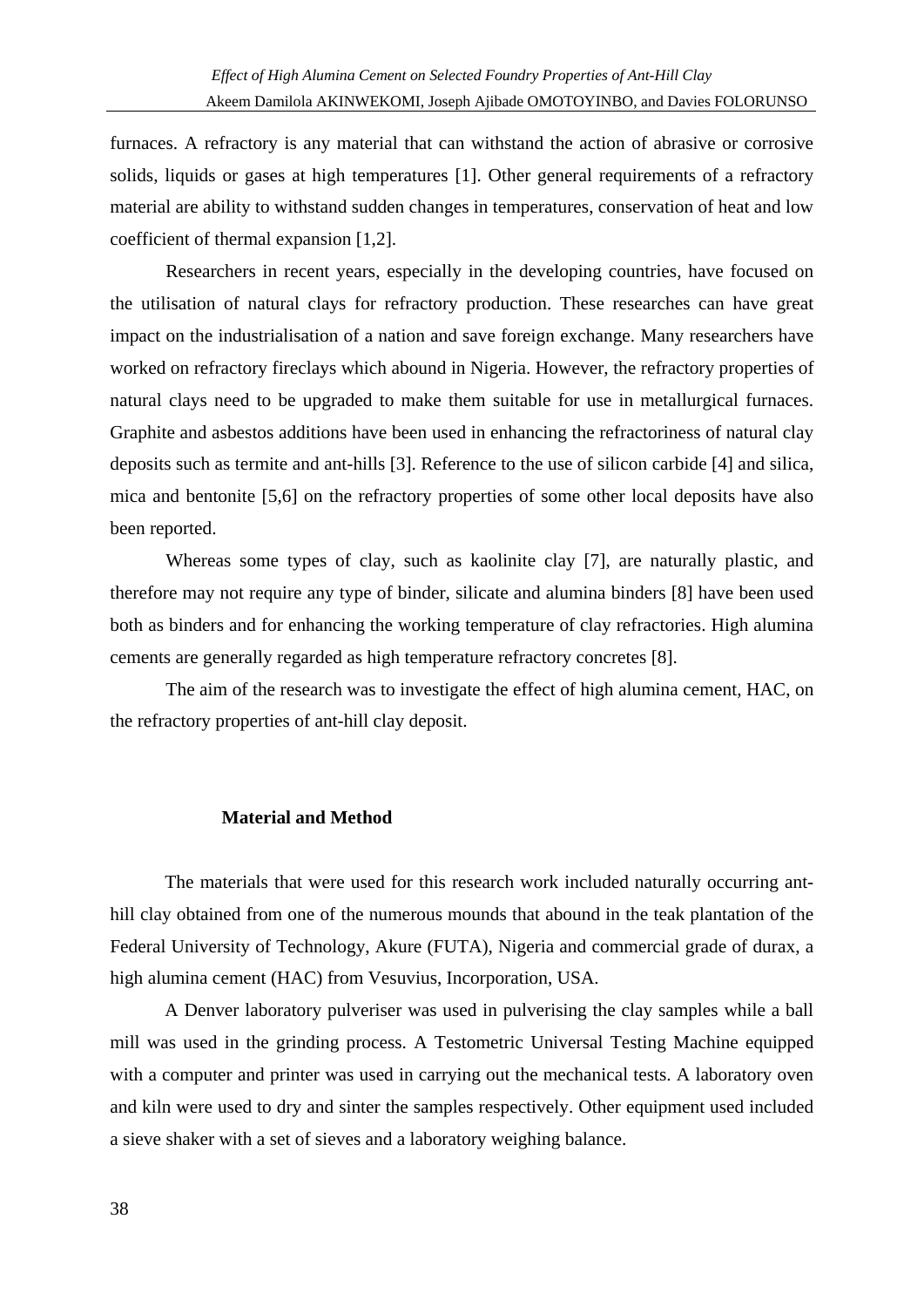furnaces. A refractory is any material that can withstand the action of abrasive or corrosive solids, liquids or gases at high temperatures [1]. Other general requirements of a refractory material are ability to withstand sudden changes in temperatures, conservation of heat and low coefficient of thermal expansion [1,2].

Researchers in recent years, especially in the developing countries, have focused on the utilisation of natural clays for refractory production. These researches can have great impact on the industrialisation of a nation and save foreign exchange. Many researchers have worked on refractory fireclays which abound in Nigeria. However, the refractory properties of natural clays need to be upgraded to make them suitable for use in metallurgical furnaces. Graphite and asbestos additions have been used in enhancing the refractoriness of natural clay deposits such as termite and ant-hills [3]. Reference to the use of silicon carbide [4] and silica, mica and bentonite [5,6] on the refractory properties of some other local deposits have also been reported.

Whereas some types of clay, such as kaolinite clay [7], are naturally plastic, and therefore may not require any type of binder, silicate and alumina binders [8] have been used both as binders and for enhancing the working temperature of clay refractories. High alumina cements are generally regarded as high temperature refractory concretes [8].

The aim of the research was to investigate the effect of high alumina cement, HAC, on the refractory properties of ant-hill clay deposit.

## Material and Method

The materials that were used for this research work included naturally occurring ant-hill clay obtained from one of the numerous mounds that abound in the teak plantation of the Federal University of Technology, Akure (FUTA), Nigeria and commercial grade of durax, a high alumina cement (HAC) from Vesuvius, Incorporation, USA.

A Denver laboratory pulveriser was used in pulverising the clay samples while a ball mill was used in the grinding process. A Testometric Universal Testing Machine equipped with a computer and printer was used in carrying out the mechanical tests. A laboratory oven and kiln were used to dry and sinter the samples respectively. Other equipment used included a sieve shaker with a set of sieves and a laboratory weighing balance.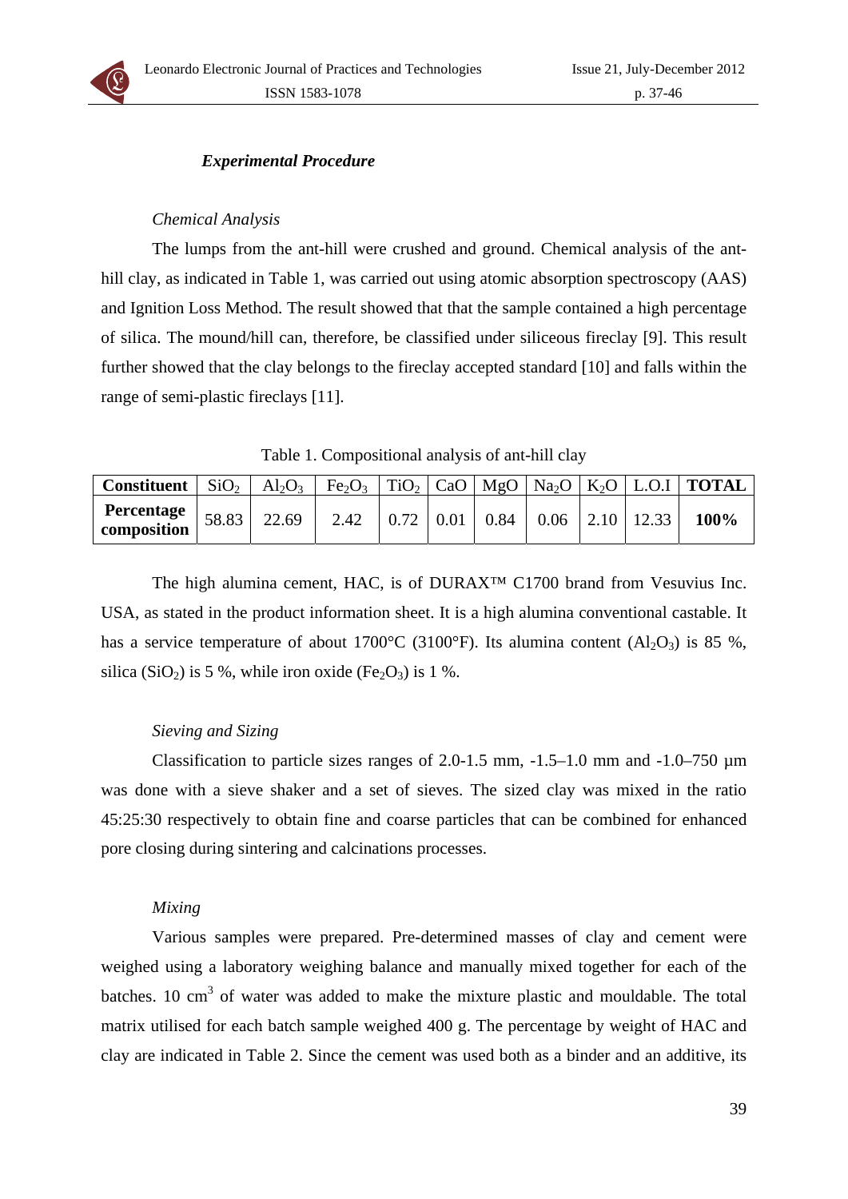### *Experimental Procedure*

*Chemical Analysis*

The lumps from the ant-hill were crushed and ground. Chemical analysis of the ant-hill clay, as indicated in Table 1, was carried out using atomic absorption spectroscopy (AAS) and Ignition Loss Method. The result showed that that the sample contained a high percentage of silica. The mound/hill can, therefore, be classified under siliceous fireclay [9]. This result further showed that the clay belongs to the fireclay accepted standard [10] and falls within the range of semi-plastic fireclays [11].

Table 1. Compositional analysis of ant-hill clay

| **Constituent** | $SiO_2$ | $Al_2O_3$ | $Fe_2O_3$ | $TiO_2$ | CaO | MgO | $Na_2O$ | $K_2O$ | L.O.I | **TOTAL** |
|---|---|---|---|---|---|---|---|---|---|---|
| **Percentage composition** | 58.83 | 22.69 | 2.42 | 0.72 | 0.01 | 0.84 | 0.06 | 2.10 | 12.33 | **100%** |

The high alumina cement, HAC, is of DURAX™ C1700 brand from Vesuvius Inc. USA, as stated in the product information sheet. It is a high alumina conventional castable. It has a service temperature of about 1700°C (3100°F). Its alumina content ($Al_2O_3$) is 85 %, silica ($SiO_2$) is 5 %, while iron oxide ($Fe_2O_3$) is 1 %.

*Sieving and Sizing*

Classification to particle sizes ranges of 2.0-1.5 mm, -1.5–1.0 mm and -1.0–750 µm was done with a sieve shaker and a set of sieves. The sized clay was mixed in the ratio 45:25:30 respectively to obtain fine and coarse particles that can be combined for enhanced pore closing during sintering and calcinations processes.

*Mixing*

Various samples were prepared. Pre-determined masses of clay and cement were weighed using a laboratory weighing balance and manually mixed together for each of the batches. 10 $cm^3$ of water was added to make the mixture plastic and mouldable. The total matrix utilised for each batch sample weighed 400 g. The percentage by weight of HAC and clay are indicated in Table 2. Since the cement was used both as a binder and an additive, its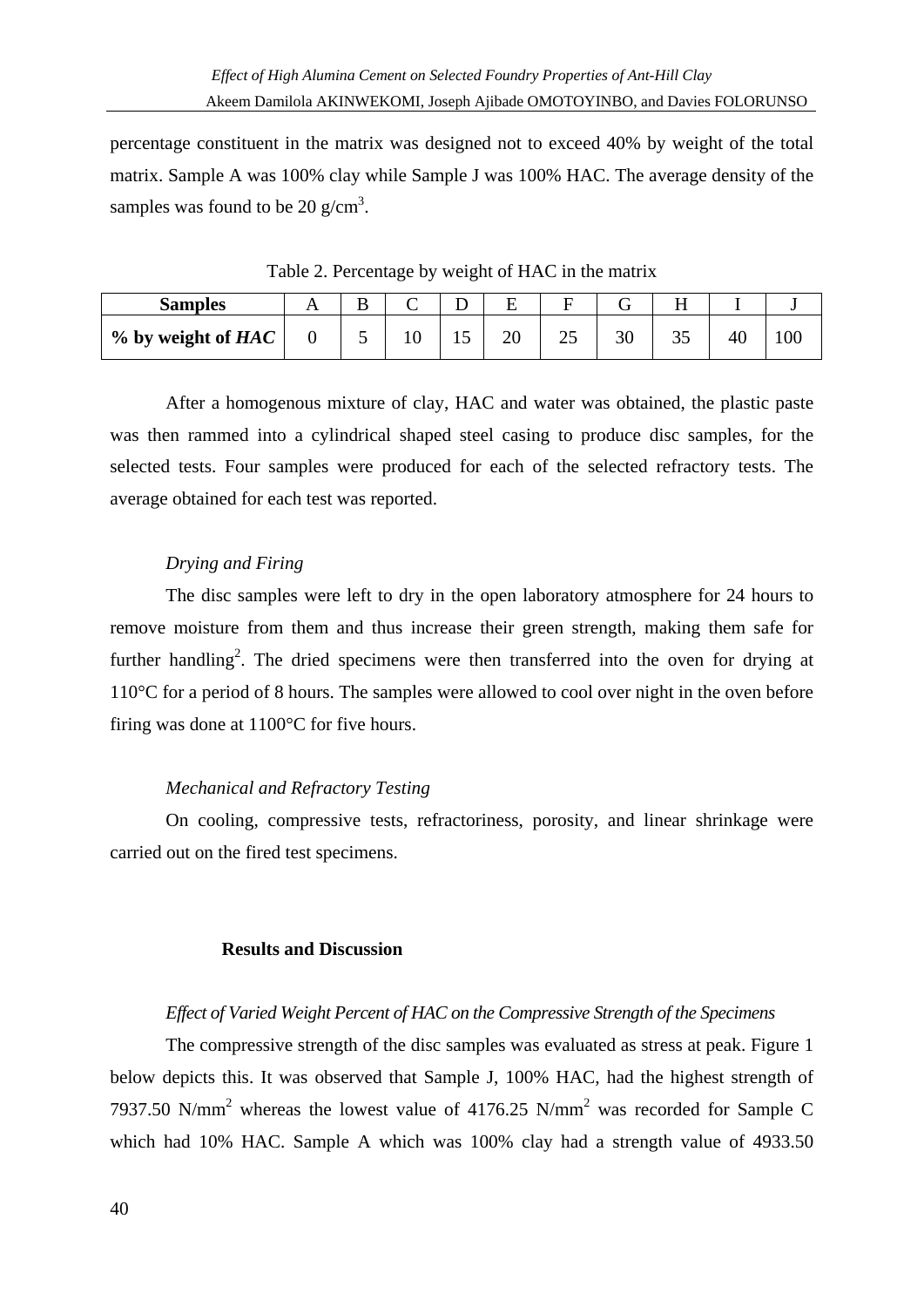percentage constituent in the matrix was designed not to exceed 40% by weight of the total matrix. Sample A was 100% clay while Sample J was 100% HAC. The average density of the samples was found to be 20 g/cm$^3$.

Table 2. Percentage by weight of HAC in the matrix

| **Samples** | A | B | C | D | E | F | G | H | I | J |
|---|---|---|---|---|---|---|---|---|---|---|
| **% by weight of *HAC*** | 0 | 5 | 10 | 15 | 20 | 25 | 30 | 35 | 40 | 100 |

After a homogenous mixture of clay, HAC and water was obtained, the plastic paste was then rammed into a cylindrical shaped steel casing to produce disc samples, for the selected tests. Four samples were produced for each of the selected refractory tests. The average obtained for each test was reported.

*Drying and Firing*

The disc samples were left to dry in the open laboratory atmosphere for 24 hours to remove moisture from them and thus increase their green strength, making them safe for further handling[2]. The dried specimens were then transferred into the oven for drying at 110°C for a period of 8 hours. The samples were allowed to cool over night in the oven before firing was done at 1100°C for five hours.

*Mechanical and Refractory Testing*

On cooling, compressive tests, refractoriness, porosity, and linear shrinkage were carried out on the fired test specimens.

## Results and Discussion

*Effect of Varied Weight Percent of HAC on the Compressive Strength of the Specimens*

The compressive strength of the disc samples was evaluated as stress at peak. Figure 1 below depicts this. It was observed that Sample J, 100% HAC, had the highest strength of 7937.50 N/mm$^2$ whereas the lowest value of 4176.25 N/mm$^2$ was recorded for Sample C which had 10% HAC. Sample A which was 100% clay had a strength value of 4933.50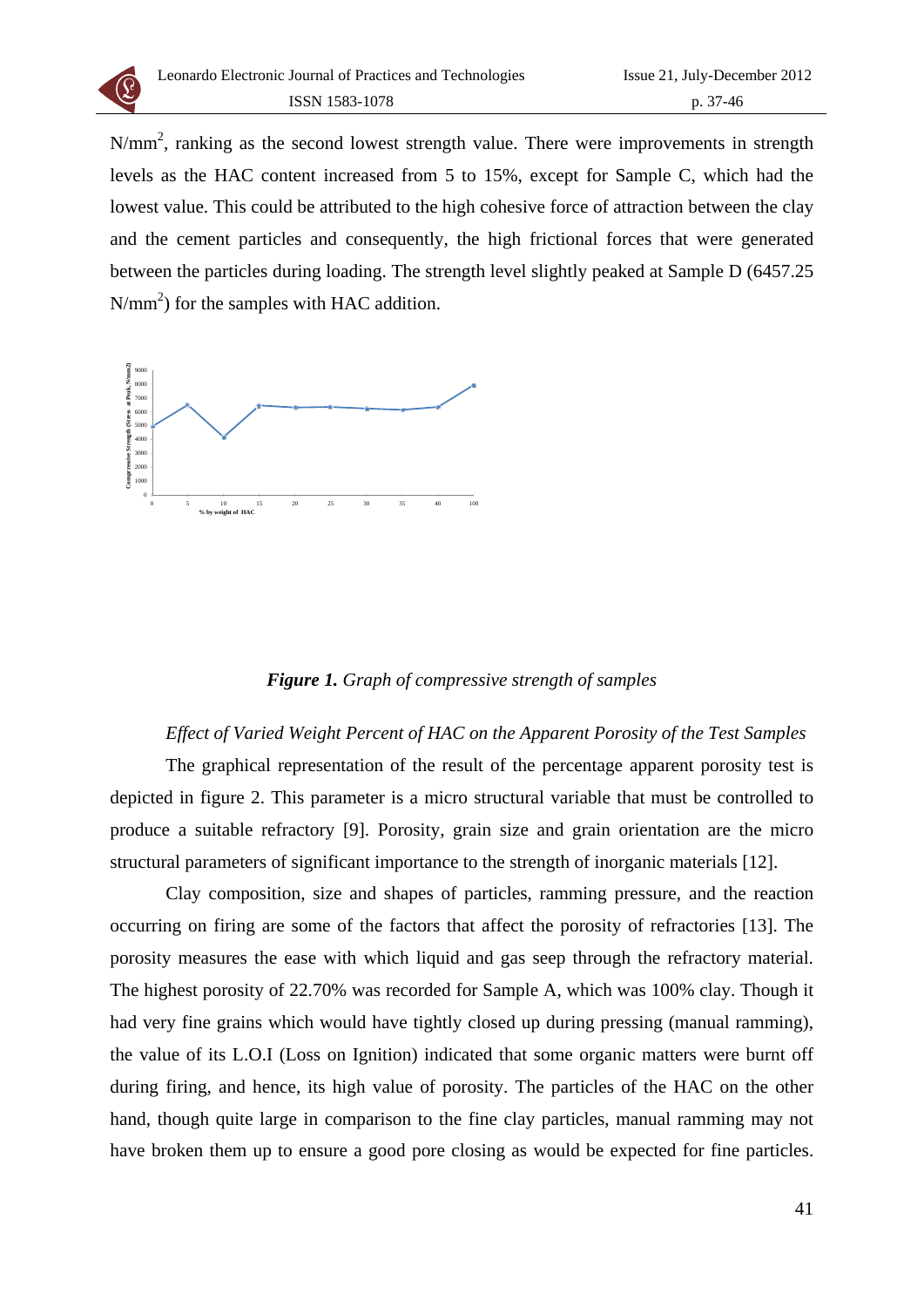N/mm$^2$, ranking as the second lowest strength value. There were improvements in strength levels as the HAC content increased from 5 to 15%, except for Sample C, which had the lowest value. This could be attributed to the high cohesive force of attraction between the clay and the cement particles and consequently, the high frictional forces that were generated between the particles during loading. The strength level slightly peaked at Sample D (6457.25 N/mm$^2$) for the samples with HAC addition.

***Figure 1.*** *Graph of compressive strength of samples*

*Effect of Varied Weight Percent of HAC on the Apparent Porosity of the Test Samples*

The graphical representation of the result of the percentage apparent porosity test is depicted in figure 2. This parameter is a micro structural variable that must be controlled to produce a suitable refractory [9]. Porosity, grain size and grain orientation are the micro structural parameters of significant importance to the strength of inorganic materials [12].

Clay composition, size and shapes of particles, ramming pressure, and the reaction occurring on firing are some of the factors that affect the porosity of refractories [13]. The porosity measures the ease with which liquid and gas seep through the refractory material. The highest porosity of 22.70% was recorded for Sample A, which was 100% clay. Though it had very fine grains which would have tightly closed up during pressing (manual ramming), the value of its L.O.I (Loss on Ignition) indicated that some organic matters were burnt off during firing, and hence, its high value of porosity. The particles of the HAC on the other hand, though quite large in comparison to the fine clay particles, manual ramming may not have broken them up to ensure a good pore closing as would be expected for fine particles.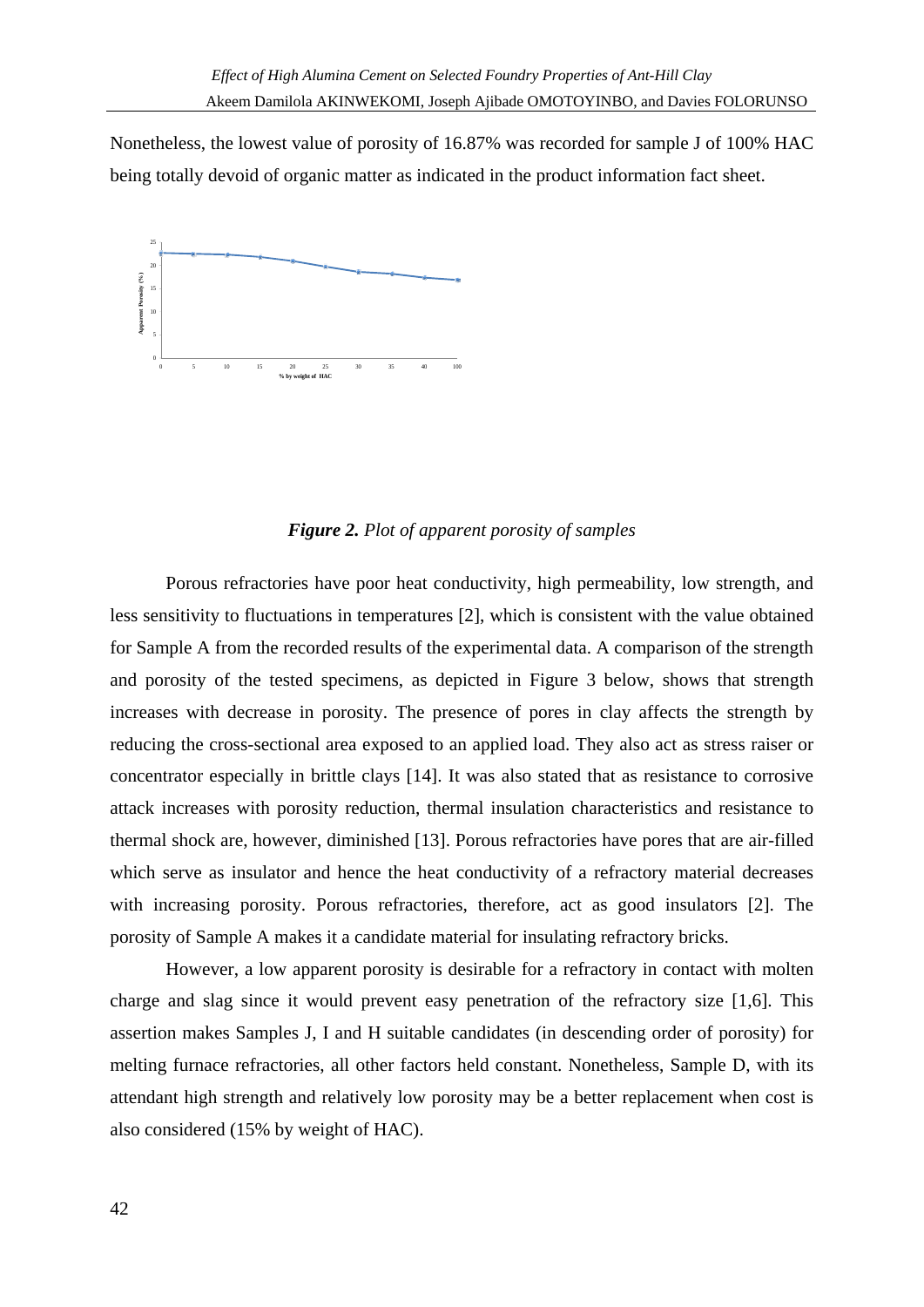Nonetheless, the lowest value of porosity of 16.87% was recorded for sample J of 100% HAC being totally devoid of organic matter as indicated in the product information fact sheet.

*Figure 2.* *Plot of apparent porosity of samples*

Porous refractories have poor heat conductivity, high permeability, low strength, and less sensitivity to fluctuations in temperatures [2], which is consistent with the value obtained for Sample A from the recorded results of the experimental data. A comparison of the strength and porosity of the tested specimens, as depicted in Figure 3 below, shows that strength increases with decrease in porosity. The presence of pores in clay affects the strength by reducing the cross-sectional area exposed to an applied load. They also act as stress raiser or concentrator especially in brittle clays [14]. It was also stated that as resistance to corrosive attack increases with porosity reduction, thermal insulation characteristics and resistance to thermal shock are, however, diminished [13]. Porous refractories have pores that are air-filled which serve as insulator and hence the heat conductivity of a refractory material decreases with increasing porosity. Porous refractories, therefore, act as good insulators [2]. The porosity of Sample A makes it a candidate material for insulating refractory bricks.

However, a low apparent porosity is desirable for a refractory in contact with molten charge and slag since it would prevent easy penetration of the refractory size [1,6]. This assertion makes Samples J, I and H suitable candidates (in descending order of porosity) for melting furnace refractories, all other factors held constant. Nonetheless, Sample D, with its attendant high strength and relatively low porosity may be a better replacement when cost is also considered (15% by weight of HAC).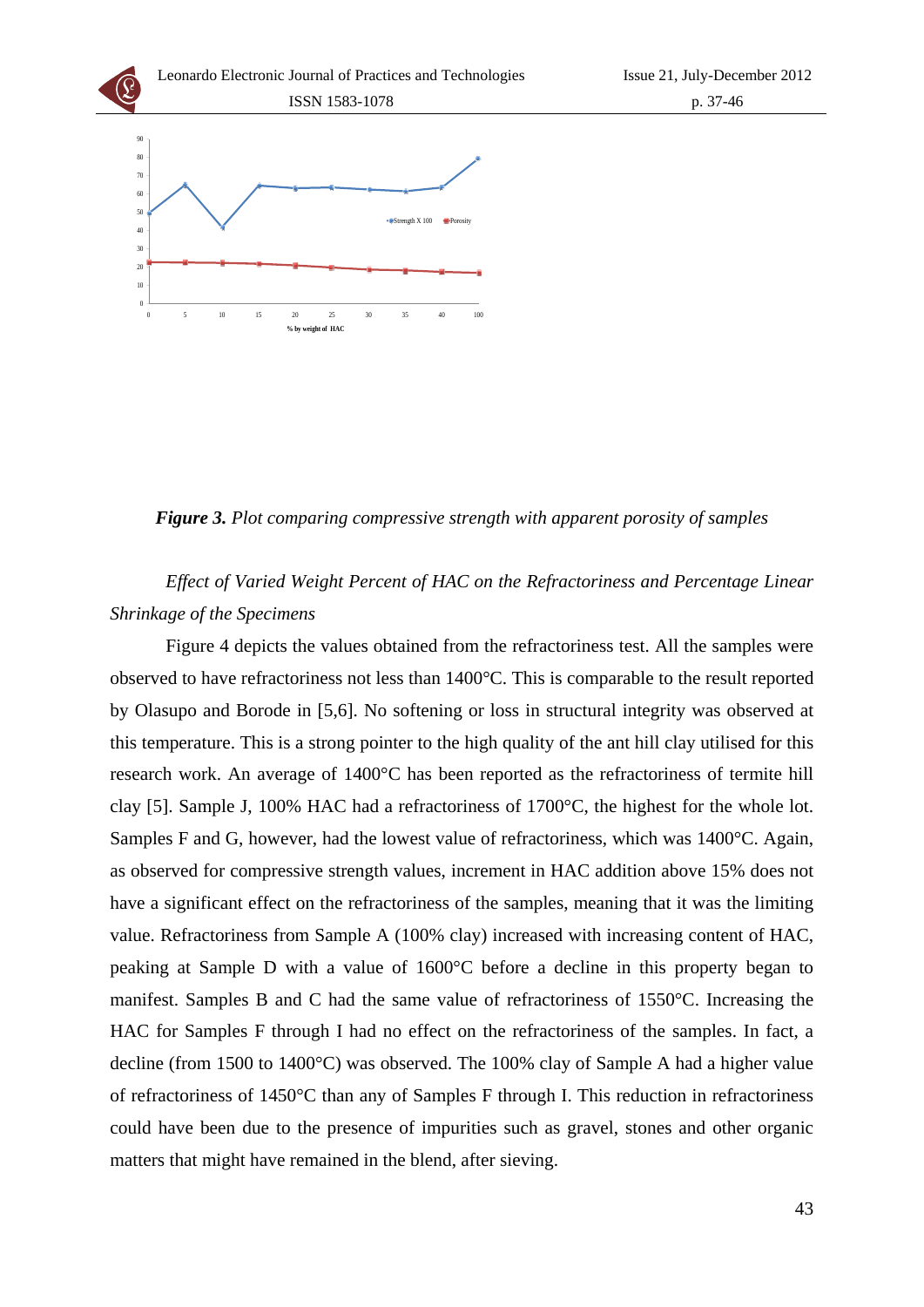**Figure 3.** *Plot comparing compressive strength with apparent porosity of samples*

*Effect of Varied Weight Percent of HAC on the Refractoriness and Percentage Linear Shrinkage of the Specimens*

Figure 4 depicts the values obtained from the refractoriness test. All the samples were observed to have refractoriness not less than 1400°C. This is comparable to the result reported by Olasupo and Borode in [5,6]. No softening or loss in structural integrity was observed at this temperature. This is a strong pointer to the high quality of the ant hill clay utilised for this research work. An average of 1400°C has been reported as the refractoriness of termite hill clay [5]. Sample J, 100% HAC had a refractoriness of 1700°C, the highest for the whole lot. Samples F and G, however, had the lowest value of refractoriness, which was 1400°C. Again, as observed for compressive strength values, increment in HAC addition above 15% does not have a significant effect on the refractoriness of the samples, meaning that it was the limiting value. Refractoriness from Sample A (100% clay) increased with increasing content of HAC, peaking at Sample D with a value of 1600°C before a decline in this property began to manifest. Samples B and C had the same value of refractoriness of 1550°C. Increasing the HAC for Samples F through I had no effect on the refractoriness of the samples. In fact, a decline (from 1500 to 1400°C) was observed. The 100% clay of Sample A had a higher value of refractoriness of 1450°C than any of Samples F through I. This reduction in refractoriness could have been due to the presence of impurities such as gravel, stones and other organic matters that might have remained in the blend, after sieving.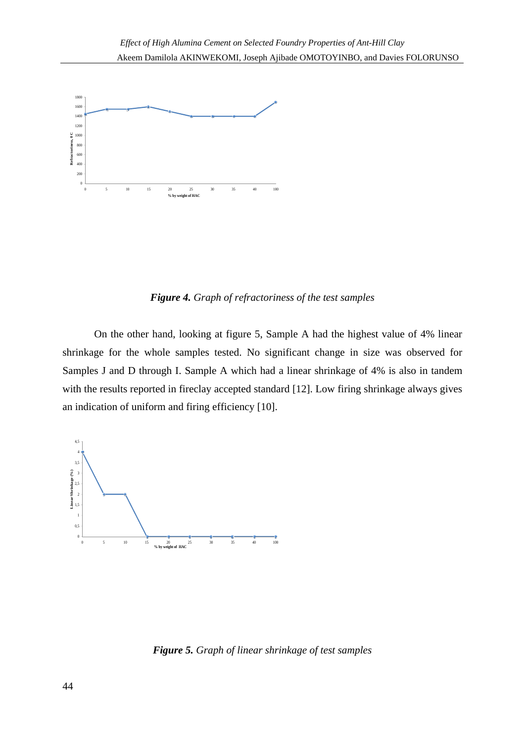*Figure 4. Graph of refractoriness of the test samples*

On the other hand, looking at figure 5, Sample A had the highest value of 4% linear shrinkage for the whole samples tested. No significant change in size was observed for Samples J and D through I. Sample A which had a linear shrinkage of 4% is also in tandem with the results reported in fireclay accepted standard [12]. Low firing shrinkage always gives an indication of uniform and firing efficiency [10].

*Figure 5. Graph of linear shrinkage of test samples*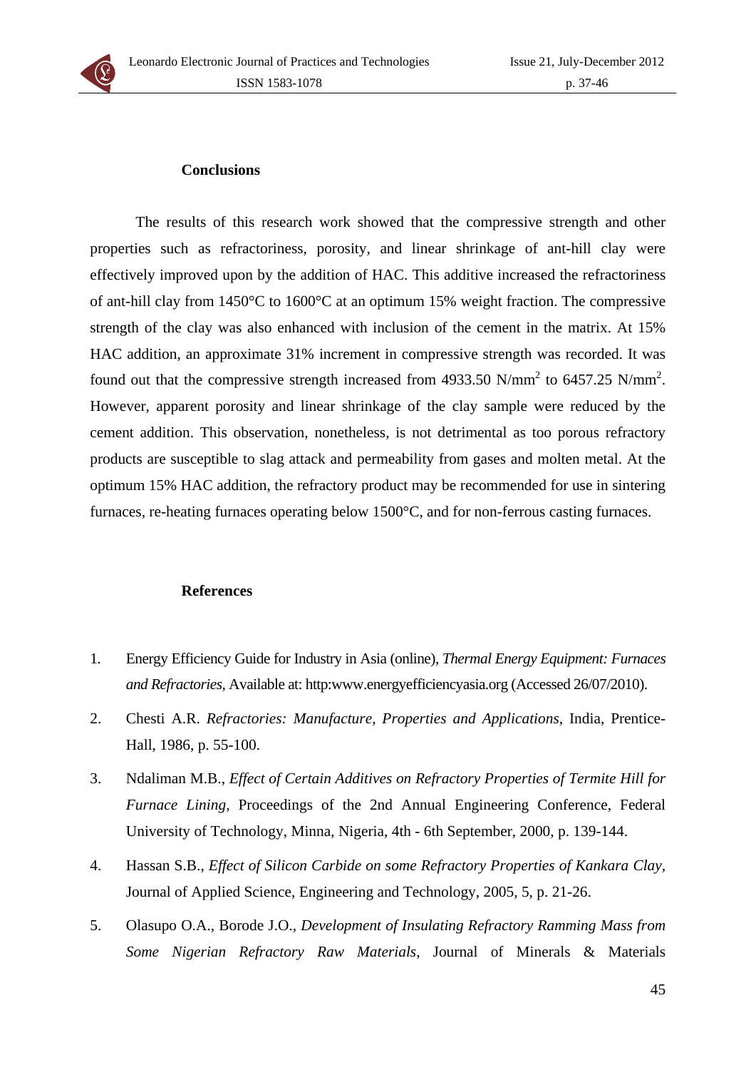## Conclusions

The results of this research work showed that the compressive strength and other properties such as refractoriness, porosity, and linear shrinkage of ant-hill clay were effectively improved upon by the addition of HAC. This additive increased the refractoriness of ant-hill clay from 1450°C to 1600°C at an optimum 15% weight fraction. The compressive strength of the clay was also enhanced with inclusion of the cement in the matrix. At 15% HAC addition, an approximate 31% increment in compressive strength was recorded. It was found out that the compressive strength increased from 4933.50 N/mm$^2$ to 6457.25 N/mm$^2$. However, apparent porosity and linear shrinkage of the clay sample were reduced by the cement addition. This observation, nonetheless, is not detrimental as too porous refractory products are susceptible to slag attack and permeability from gases and molten metal. At the optimum 15% HAC addition, the refractory product may be recommended for use in sintering furnaces, re-heating furnaces operating below 1500°C, and for non-ferrous casting furnaces.

## References

1. Energy Efficiency Guide for Industry in Asia (online), *Thermal Energy Equipment: Furnaces and Refractories*, Available at: http:www.energyefficiencyasia.org (Accessed 26/07/2010).
2. Chesti A.R. *Refractories: Manufacture, Properties and Applications*, India, Prentice-Hall, 1986, p. 55-100.
3. Ndaliman M.B., *Effect of Certain Additives on Refractory Properties of Termite Hill for Furnace Lining*, Proceedings of the 2nd Annual Engineering Conference, Federal University of Technology, Minna, Nigeria, 4th - 6th September, 2000, p. 139-144.
4. Hassan S.B., *Effect of Silicon Carbide on some Refractory Properties of Kankara Clay*, Journal of Applied Science, Engineering and Technology, 2005, 5, p. 21-26.
5. Olasupo O.A., Borode J.O., *Development of Insulating Refractory Ramming Mass from Some Nigerian Refractory Raw Materials*, Journal of Minerals & Materials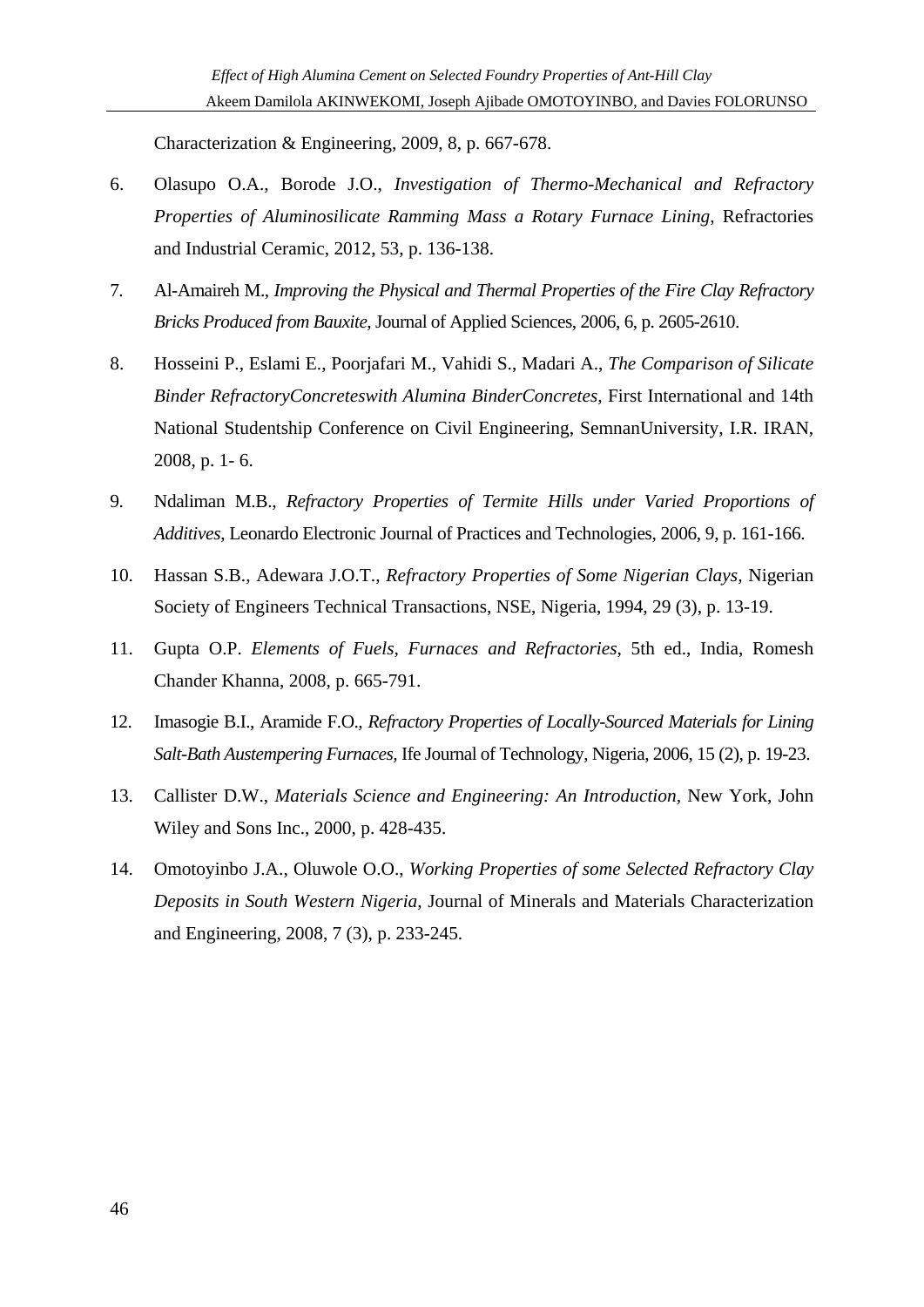Characterization & Engineering, 2009, 8, p. 667-678.

6. Olasupo O.A., Borode J.O., *Investigation of Thermo-Mechanical and Refractory Properties of Aluminosilicate Ramming Mass a Rotary Furnace Lining*, Refractories and Industrial Ceramic, 2012, 53, p. 136-138.

7. Al-Amaireh M., *Improving the Physical and Thermal Properties of the Fire Clay Refractory Bricks Produced from Bauxite*, Journal of Applied Sciences, 2006, 6, p. 2605-2610.

8. Hosseini P., Eslami E., Poorjafari M., Vahidi S., Madari A., *The Comparison of Silicate Binder RefractoryConcreteswith Alumina BinderConcretes*, First International and 14th National Studentship Conference on Civil Engineering, SemnanUniversity, I.R. IRAN, 2008, p. 1- 6.

9. Ndaliman M.B., *Refractory Properties of Termite Hills under Varied Proportions of Additives*, Leonardo Electronic Journal of Practices and Technologies, 2006, 9, p. 161-166.

10. Hassan S.B., Adewara J.O.T., *Refractory Properties of Some Nigerian Clays*, Nigerian Society of Engineers Technical Transactions, NSE, Nigeria, 1994, 29 (3), p. 13-19.

11. Gupta O.P. *Elements of Fuels, Furnaces and Refractories*, 5th ed., India, Romesh Chander Khanna, 2008, p. 665-791.

12. Imasogie B.I., Aramide F.O., *Refractory Properties of Locally-Sourced Materials for Lining Salt-Bath Austempering Furnaces*, Ife Journal of Technology, Nigeria, 2006, 15 (2), p. 19-23.

13. Callister D.W., *Materials Science and Engineering: An Introduction*, New York, John Wiley and Sons Inc., 2000, p. 428-435.

14. Omotoyinbo J.A., Oluwole O.O., *Working Properties of some Selected Refractory Clay Deposits in South Western Nigeria*, Journal of Minerals and Materials Characterization and Engineering, 2008, 7 (3), p. 233-245.